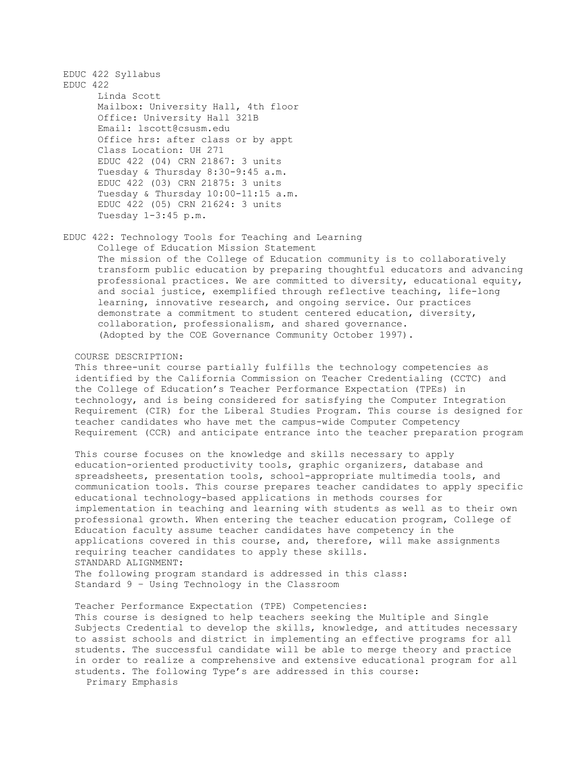# EDUC 422 Syllabus

EDUC 422

Linda Scott
Mailbox: University Hall, 4th floor
Office: University Hall 321B
Email: lscott@csusm.edu
Office hrs: after class or by appt
Class Location: UH 271
EDUC 422 (04) CRN 21867: 3 units
Tuesday & Thursday 8:30-9:45 a.m.
EDUC 422 (03) CRN 21875: 3 units
Tuesday & Thursday 10:00-11:15 a.m.
EDUC 422 (05) CRN 21624: 3 units
Tuesday 1-3:45 p.m.

## EDUC 422: Technology Tools for Teaching and Learning

### College of Education Mission Statement

The mission of the College of Education community is to collaboratively transform public education by preparing thoughtful educators and advancing professional practices. We are committed to diversity, educational equity, and social justice, exemplified through reflective teaching, life-long learning, innovative research, and ongoing service. Our practices demonstrate a commitment to student centered education, diversity, collaboration, professionalism, and shared governance.
(Adopted by the COE Governance Community October 1997).

### COURSE DESCRIPTION:

This three-unit course partially fulfills the technology competencies as identified by the California Commission on Teacher Credentialing (CCTC) and the College of Education's Teacher Performance Expectation (TPEs) in technology, and is being considered for satisfying the Computer Integration Requirement (CIR) for the Liberal Studies Program. This course is designed for teacher candidates who have met the campus-wide Computer Competency Requirement (CCR) and anticipate entrance into the teacher preparation program

This course focuses on the knowledge and skills necessary to apply education-oriented productivity tools, graphic organizers, database and spreadsheets, presentation tools, school-appropriate multimedia tools, and communication tools. This course prepares teacher candidates to apply specific educational technology-based applications in methods courses for implementation in teaching and learning with students as well as to their own professional growth. When entering the teacher education program, College of Education faculty assume teacher candidates have competency in the applications covered in this course, and, therefore, will make assignments requiring teacher candidates to apply these skills.

### STANDARD ALIGNMENT:

The following program standard is addressed in this class:
Standard 9 – Using Technology in the Classroom

### Teacher Performance Expectation (TPE) Competencies:

This course is designed to help teachers seeking the Multiple and Single Subjects Credential to develop the skills, knowledge, and attitudes necessary to assist schools and district in implementing an effective programs for all students. The successful candidate will be able to merge theory and practice in order to realize a comprehensive and extensive educational program for all students. The following Type's are addressed in this course:

Primary Emphasis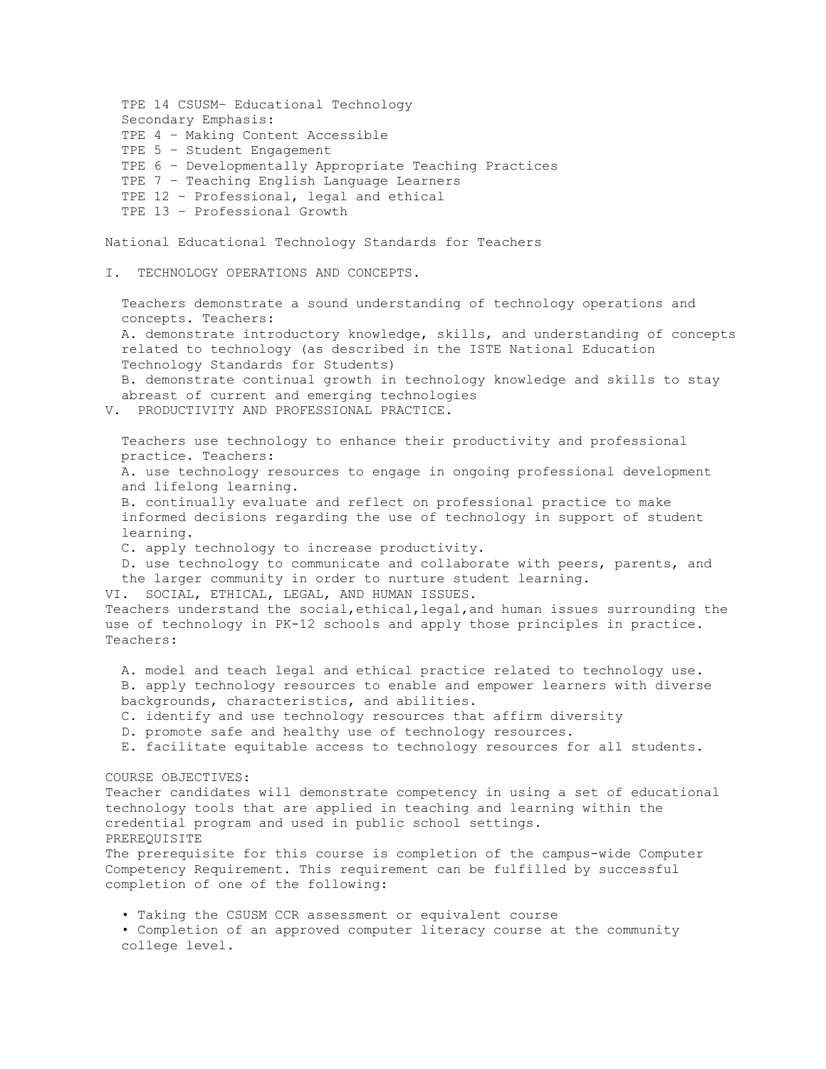TPE 14 CSUSM– Educational Technology

Secondary Emphasis:

TPE 4 – Making Content Accessible

TPE 5 – Student Engagement

TPE 6 – Developmentally Appropriate Teaching Practices

TPE 7 – Teaching English Language Learners

TPE 12 – Professional, legal and ethical

TPE 13 – Professional Growth

National Educational Technology Standards for Teachers

I. TECHNOLOGY OPERATIONS AND CONCEPTS.

Teachers demonstrate a sound understanding of technology operations and concepts. Teachers:

A. demonstrate introductory knowledge, skills, and understanding of concepts related to technology (as described in the ISTE National Education Technology Standards for Students)

B. demonstrate continual growth in technology knowledge and skills to stay abreast of current and emerging technologies

V. PRODUCTIVITY AND PROFESSIONAL PRACTICE.

Teachers use technology to enhance their productivity and professional practice. Teachers:

A. use technology resources to engage in ongoing professional development and lifelong learning.

B. continually evaluate and reflect on professional practice to make informed decisions regarding the use of technology in support of student learning.

C. apply technology to increase productivity.

D. use technology to communicate and collaborate with peers, parents, and the larger community in order to nurture student learning.

VI. SOCIAL, ETHICAL, LEGAL, AND HUMAN ISSUES.

Teachers understand the social,ethical,legal,and human issues surrounding the use of technology in PK-12 schools and apply those principles in practice. Teachers:

A. model and teach legal and ethical practice related to technology use.

B. apply technology resources to enable and empower learners with diverse backgrounds, characteristics, and abilities.

C. identify and use technology resources that affirm diversity

D. promote safe and healthy use of technology resources.

E. facilitate equitable access to technology resources for all students.

COURSE OBJECTIVES:

Teacher candidates will demonstrate competency in using a set of educational technology tools that are applied in teaching and learning within the credential program and used in public school settings.

PREREQUISITE

The prerequisite for this course is completion of the campus-wide Computer Competency Requirement. This requirement can be fulfilled by successful completion of one of the following:

- Taking the CSUSM CCR assessment or equivalent course
- Completion of an approved computer literacy course at the community college level.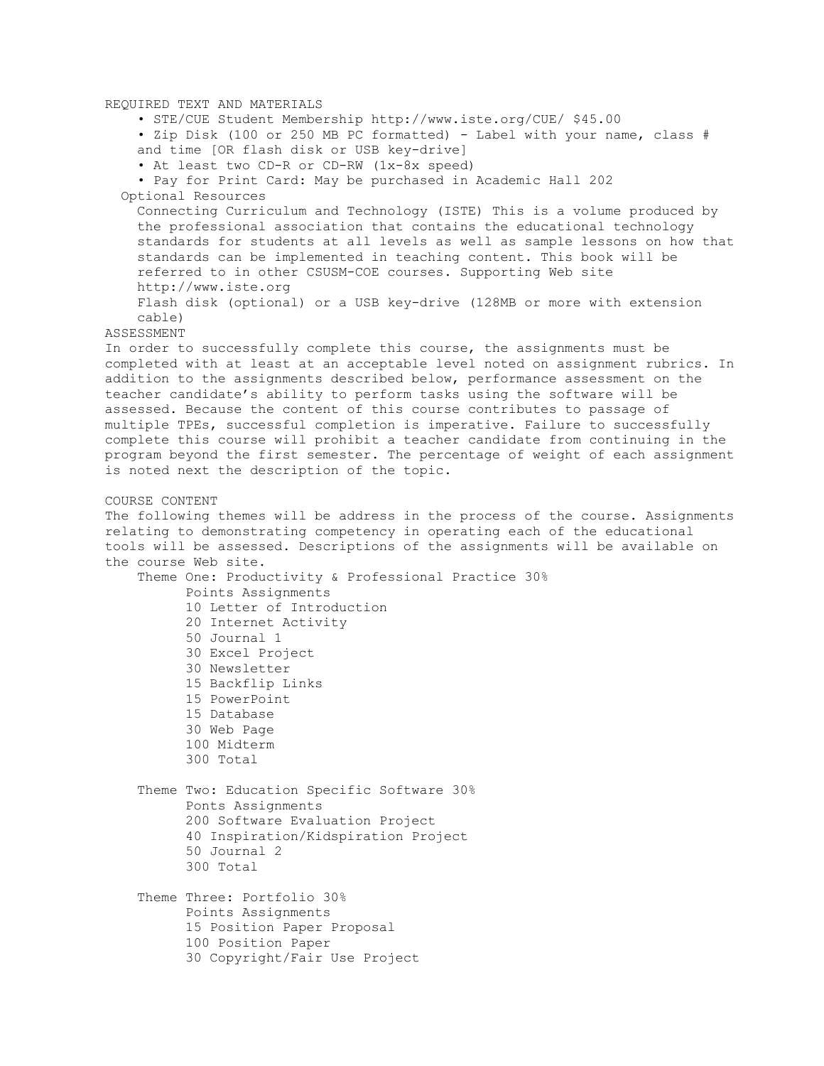REQUIRED TEXT AND MATERIALS

- STE/CUE Student Membership http://www.iste.org/CUE/ $45.00
- Zip Disk (100 or 250 MB PC formatted) - Label with your name, class # and time [OR flash disk or USB key-drive]
- At least two CD-R or CD-RW (1x-8x speed)
- Pay for Print Card: May be purchased in Academic Hall 202

Optional Resources

Connecting Curriculum and Technology (ISTE) This is a volume produced by the professional association that contains the educational technology standards for students at all levels as well as sample lessons on how that standards can be implemented in teaching content. This book will be referred to in other CSUSM-COE courses. Supporting Web site http://www.iste.org

Flash disk (optional) or a USB key-drive (128MB or more with extension cable)

ASSESSMENT

In order to successfully complete this course, the assignments must be completed with at least at an acceptable level noted on assignment rubrics. In addition to the assignments described below, performance assessment on the teacher candidate's ability to perform tasks using the software will be assessed. Because the content of this course contributes to passage of multiple TPEs, successful completion is imperative. Failure to successfully complete this course will prohibit a teacher candidate from continuing in the program beyond the first semester. The percentage of weight of each assignment is noted next the description of the topic.

COURSE CONTENT

The following themes will be address in the process of the course. Assignments relating to demonstrating competency in operating each of the educational tools will be assessed. Descriptions of the assignments will be available on the course Web site.

Theme One: Productivity & Professional Practice 30%

| Points | Assignments |
|---|---|
| 10 | Letter of Introduction |
| 20 | Internet Activity |
| 50 | Journal 1 |
| 30 | Excel Project |
| 30 | Newsletter |
| 15 | Backflip Links |
| 15 | PowerPoint |
| 15 | Database |
| 30 | Web Page |
| 100 | Midterm |
| 300 | Total |

Theme Two: Education Specific Software 30%

| Ponts | Assignments |
|---|---|
| 200 | Software Evaluation Project |
| 40 | Inspiration/Kidspiration Project |
| 50 | Journal 2 |
| 300 | Total |

Theme Three: Portfolio 30%

| Points | Assignments |
|---|---|
| 15 | Position Paper Proposal |
| 100 | Position Paper |
| 30 | Copyright/Fair Use Project |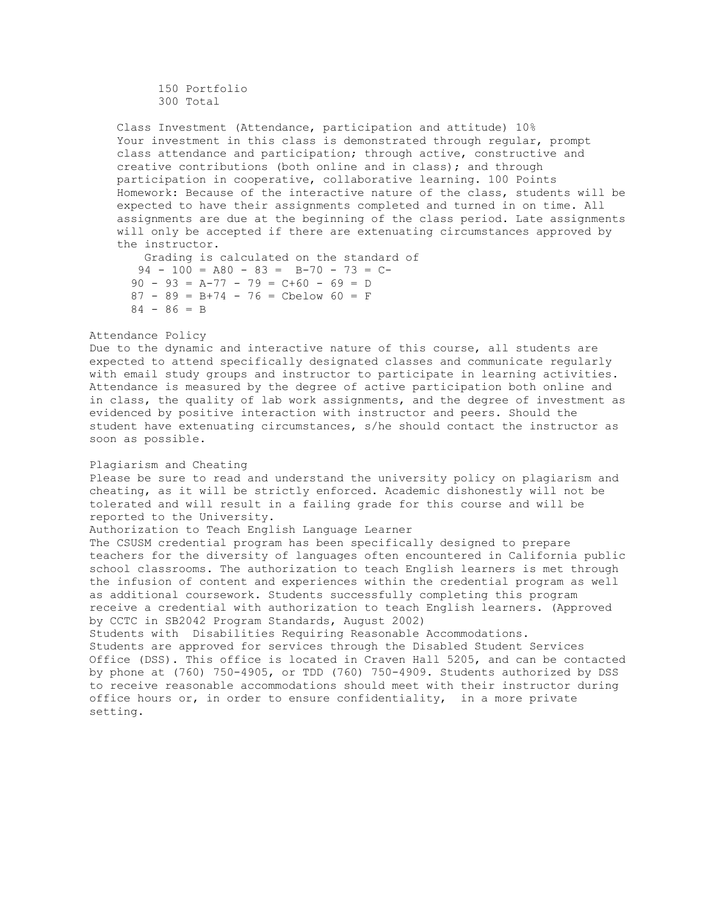150 Portfolio
300 Total

Class Investment (Attendance, participation and attitude) 10%
Your investment in this class is demonstrated through regular, prompt class attendance and participation; through active, constructive and creative contributions (both online and in class); and through participation in cooperative, collaborative learning. 100 Points
Homework: Because of the interactive nature of the class, students will be expected to have their assignments completed and turned in on time. All assignments are due at the beginning of the class period. Late assignments will only be accepted if there are extenuating circumstances approved by the instructor.

Grading is calculated on the standard of

| | | |
|---|---|---|
| 94 - 100 = A | 80 - 83 = B- | 70 - 73 = C- |
| 90 - 93 = A- | 77 - 79 = C+ | 60 - 69 = D |
| 87 - 89 = B+ | 74 - 76 = C | below 60 = F |
| 84 - 86 = B | | |

Attendance Policy
Due to the dynamic and interactive nature of this course, all students are expected to attend specifically designated classes and communicate regularly with email study groups and instructor to participate in learning activities. Attendance is measured by the degree of active participation both online and in class, the quality of lab work assignments, and the degree of investment as evidenced by positive interaction with instructor and peers. Should the student have extenuating circumstances, s/he should contact the instructor as soon as possible.

Plagiarism and Cheating
Please be sure to read and understand the university policy on plagiarism and cheating, as it will be strictly enforced. Academic dishonestly will not be tolerated and will result in a failing grade for this course and will be reported to the University.

Authorization to Teach English Language Learner
The CSUSM credential program has been specifically designed to prepare teachers for the diversity of languages often encountered in California public school classrooms. The authorization to teach English learners is met through the infusion of content and experiences within the credential program as well as additional coursework. Students successfully completing this program receive a credential with authorization to teach English learners. (Approved by CCTC in SB2042 Program Standards, August 2002)

Students with Disabilities Requiring Reasonable Accommodations.
Students are approved for services through the Disabled Student Services Office (DSS). This office is located in Craven Hall 5205, and can be contacted by phone at (760) 750-4905, or TDD (760) 750-4909. Students authorized by DSS to receive reasonable accommodations should meet with their instructor during office hours or, in order to ensure confidentiality, in a more private setting.